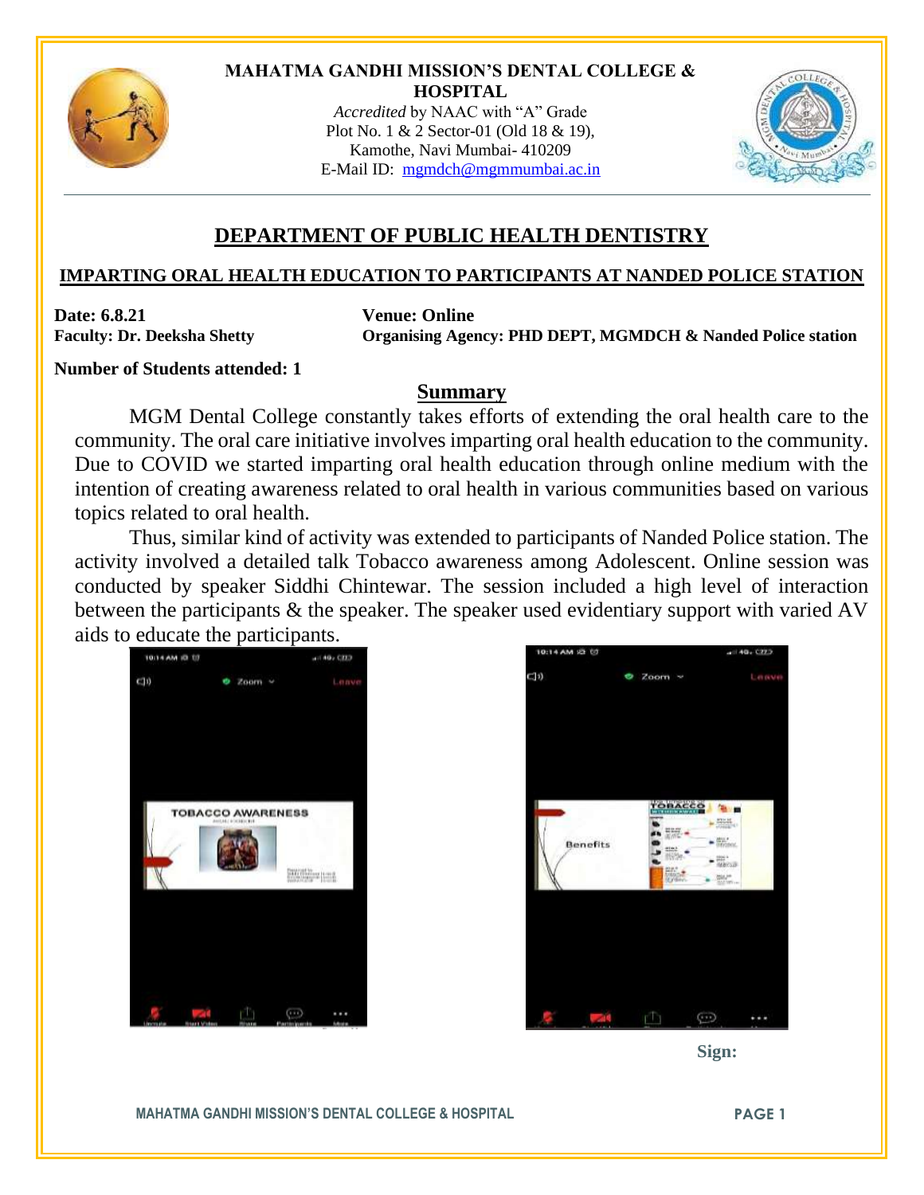**MAHATMA GANDHI MISSION'S DENTAL COLLEGE & HOSPITAL**

*Accredited* by NAAC with "A" Grade
Plot No. 1 & 2 Sector-01 (Old 18 & 19),
Kamothe, Navi Mumbai- 410209
E-Mail ID: mgmdch@mgmmumbai.ac.in

# DEPARTMENT OF PUBLIC HEALTH DENTISTRY

## IMPARTING ORAL HEALTH EDUCATION TO PARTICIPANTS AT NANDED POLICE STATION

**Date: 6.8.21**

**Venue: Online**

**Faculty: Dr. Deeksha Shetty**

**Organising Agency: PHD DEPT, MGMDCH & Nanded Police station**

**Number of Students attended: 1**

## Summary

MGM Dental College constantly takes efforts of extending the oral health care to the community. The oral care initiative involves imparting oral health education to the community. Due to COVID we started imparting oral health education through online medium with the intention of creating awareness related to oral health in various communities based on various topics related to oral health.

Thus, similar kind of activity was extended to participants of Nanded Police station. The activity involved a detailed talk Tobacco awareness among Adolescent. Online session was conducted by speaker Siddhi Chintewar. The session included a high level of interaction between the participants & the speaker. The speaker used evidentiary support with varied AV aids to educate the participants.

**Sign:**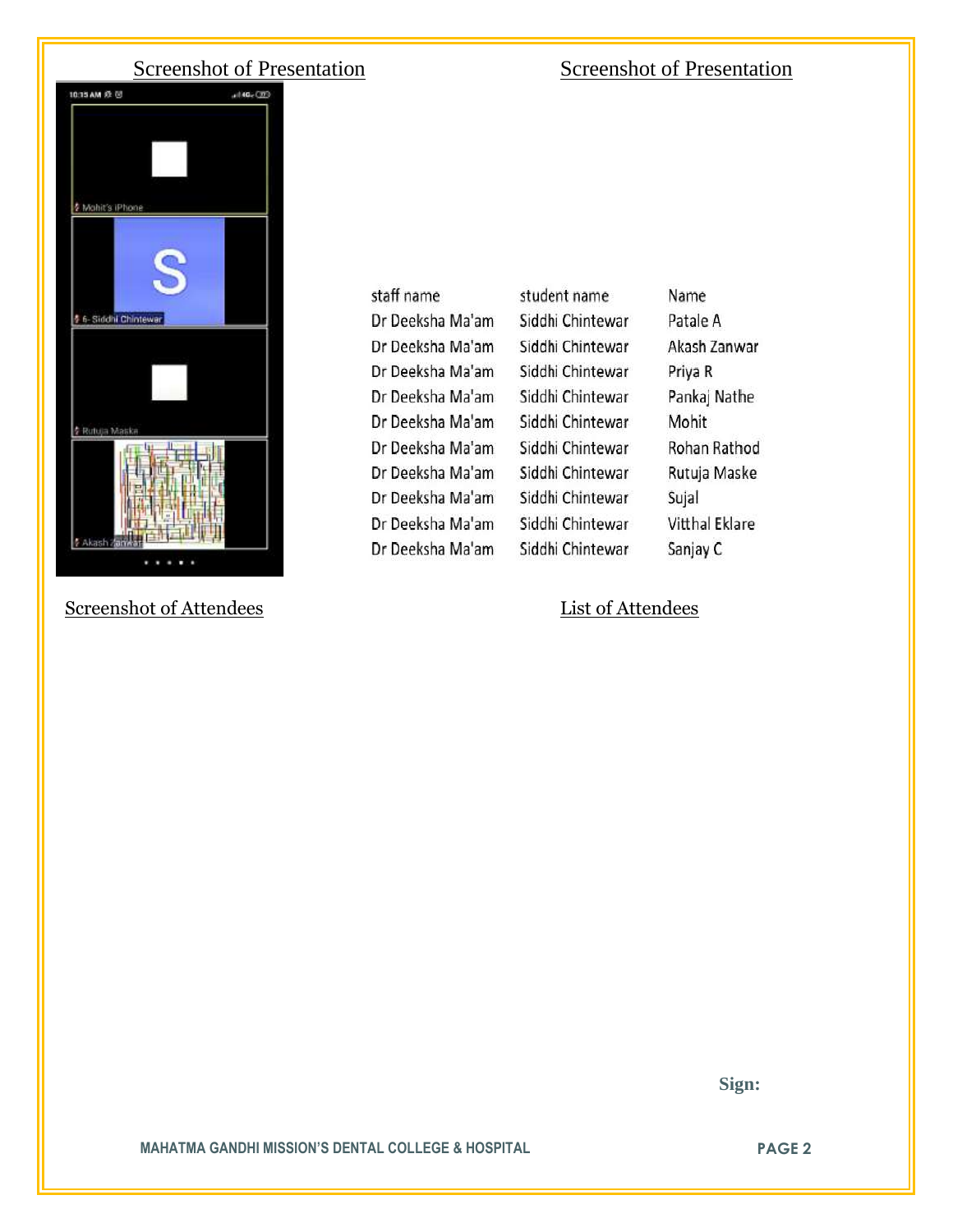Screenshot of Presentation

Screenshot of Presentation

| staff name | student name | Name |
| --- | --- | --- |
| Dr Deeksha Ma'am | Siddhi Chintewar | Patale A |
| Dr Deeksha Ma'am | Siddhi Chintewar | Akash Zanwar |
| Dr Deeksha Ma'am | Siddhi Chintewar | Priya R |
| Dr Deeksha Ma'am | Siddhi Chintewar | Pankaj Nathe |
| Dr Deeksha Ma'am | Siddhi Chintewar | Mohit |
| Dr Deeksha Ma'am | Siddhi Chintewar | Rohan Rathod |
| Dr Deeksha Ma'am | Siddhi Chintewar | Rutuja Maske |
| Dr Deeksha Ma'am | Siddhi Chintewar | Sujal |
| Dr Deeksha Ma'am | Siddhi Chintewar | Vitthal Eklare |
| Dr Deeksha Ma'am | Siddhi Chintewar | Sanjay C |

Screenshot of Attendees

List of Attendees

**Sign:**

**MAHATMA GANDHI MISSION'S DENTAL COLLEGE & HOSPITAL**